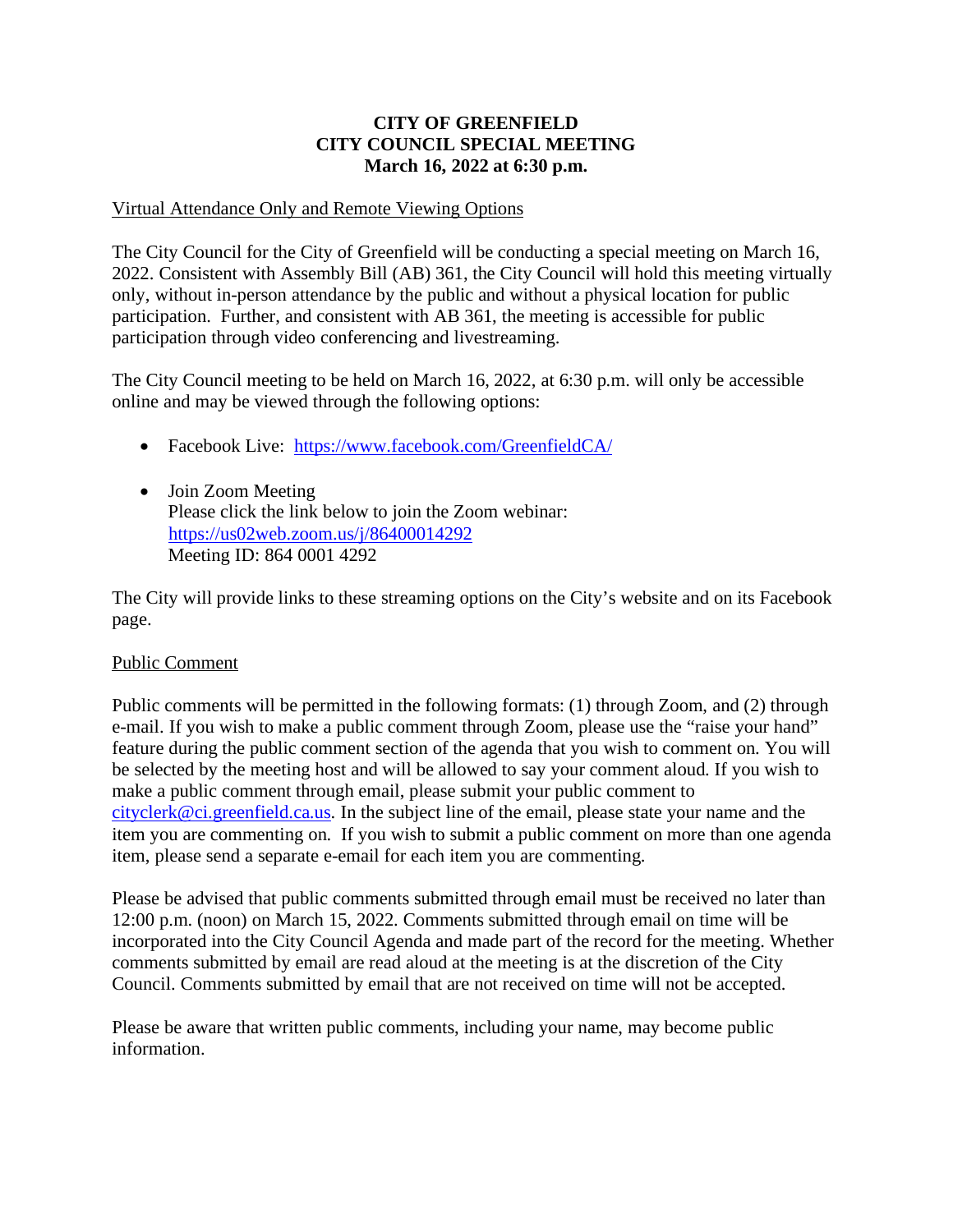**CITY OF GREENFIELD**
**CITY COUNCIL SPECIAL MEETING**
**March 16, 2022 at 6:30 p.m.**

Virtual Attendance Only and Remote Viewing Options

The City Council for the City of Greenfield will be conducting a special meeting on March 16, 2022. Consistent with Assembly Bill (AB) 361, the City Council will hold this meeting virtually only, without in-person attendance by the public and without a physical location for public participation. Further, and consistent with AB 361, the meeting is accessible for public participation through video conferencing and livestreaming.

The City Council meeting to be held on March 16, 2022, at 6:30 p.m. will only be accessible online and may be viewed through the following options:

- Facebook Live: [https://www.facebook.com/GreenfieldCA/](https://www.facebook.com/GreenfieldCA/)
- Join Zoom Meeting
  Please click the link below to join the Zoom webinar:
  [https://us02web.zoom.us/j/86400014292](https://us02web.zoom.us/j/86400014292)
  Meeting ID: 864 0001 4292

The City will provide links to these streaming options on the City's website and on its Facebook page.

Public Comment

Public comments will be permitted in the following formats: (1) through Zoom, and (2) through e-mail. If you wish to make a public comment through Zoom, please use the "raise your hand" feature during the public comment section of the agenda that you wish to comment on. You will be selected by the meeting host and will be allowed to say your comment aloud. If you wish to make a public comment through email, please submit your public comment to [cityclerk@ci.greenfield.ca.us](mailto:cityclerk@ci.greenfield.ca.us). In the subject line of the email, please state your name and the item you are commenting on. If you wish to submit a public comment on more than one agenda item, please send a separate e-email for each item you are commenting.

Please be advised that public comments submitted through email must be received no later than 12:00 p.m. (noon) on March 15, 2022. Comments submitted through email on time will be incorporated into the City Council Agenda and made part of the record for the meeting. Whether comments submitted by email are read aloud at the meeting is at the discretion of the City Council. Comments submitted by email that are not received on time will not be accepted.

Please be aware that written public comments, including your name, may become public information.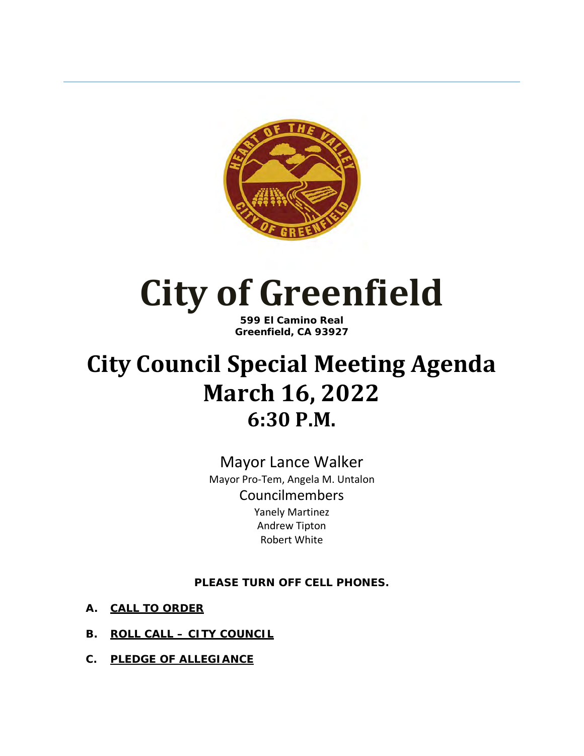# City of Greenfield

**599 El Camino Real**
**Greenfield, CA 93927**

# City Council Special Meeting Agenda
# March 16, 2022
## 6:30 P.M.

Mayor Lance Walker

Mayor Pro-Tem, Angela M. Untalon

Councilmembers

Yanely Martinez

Andrew Tipton

Robert White

**PLEASE TURN OFF CELL PHONES.**

**A. CALL TO ORDER**

**B. ROLL CALL – CITY COUNCIL**

**C. PLEDGE OF ALLEGIANCE**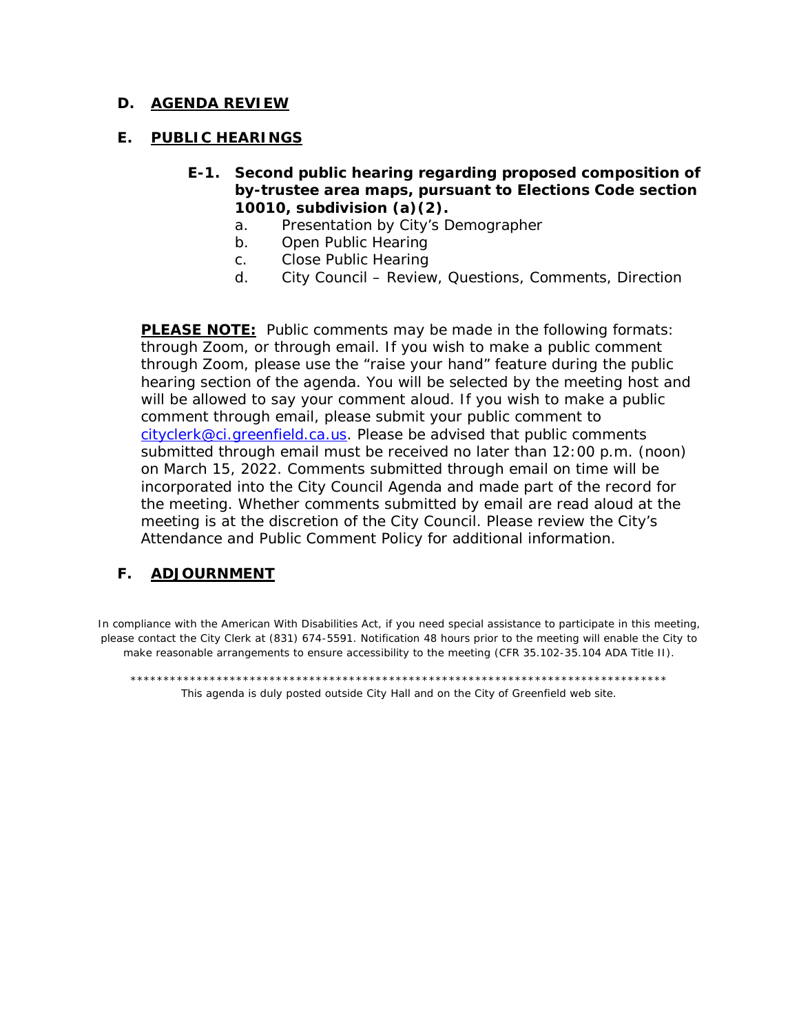## D. AGENDA REVIEW

## E. PUBLIC HEARINGS

### E-1. Second public hearing regarding proposed composition of by-trustee area maps, pursuant to Elections Code section 10010, subdivision (a)(2).

a. Presentation by City's Demographer
b. Open Public Hearing
c. Close Public Hearing
d. City Council – Review, Questions, Comments, Direction

**PLEASE NOTE:** Public comments may be made in the following formats: through Zoom, or through email. If you wish to make a public comment through Zoom, please use the "raise your hand" feature during the public hearing section of the agenda. You will be selected by the meeting host and will be allowed to say your comment aloud. If you wish to make a public comment through email, please submit your public comment to cityclerk@ci.greenfield.ca.us. Please be advised that public comments submitted through email must be received no later than 12:00 p.m. (noon) on March 15, 2022. Comments submitted through email on time will be incorporated into the City Council Agenda and made part of the record for the meeting. Whether comments submitted by email are read aloud at the meeting is at the discretion of the City Council. Please review the City's Attendance and Public Comment Policy for additional information.

## F. ADJOURNMENT

In compliance with the American With Disabilities Act, if you need special assistance to participate in this meeting, please contact the City Clerk at (831) 674-5591. Notification 48 hours prior to the meeting will enable the City to make reasonable arrangements to ensure accessibility to the meeting (CFR 35.102-35.104 ADA Title II).

*********************************************************************************

This agenda is duly posted outside City Hall and on the City of Greenfield web site.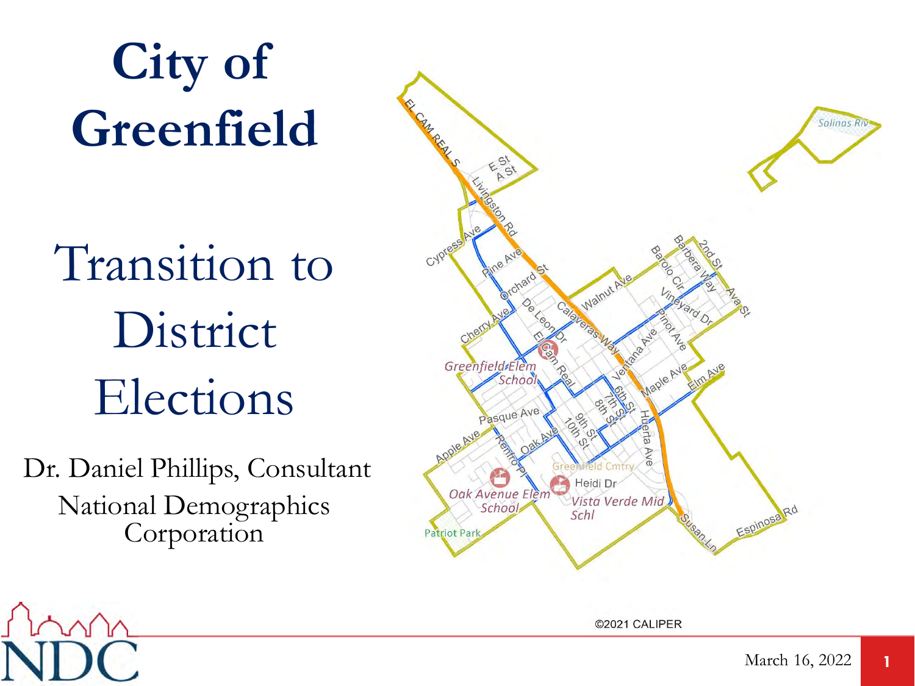# City of Greenfield

## Transition to District Elections

Dr. Daniel Phillips, Consultant
National Demographics Corporation

March 16, 2022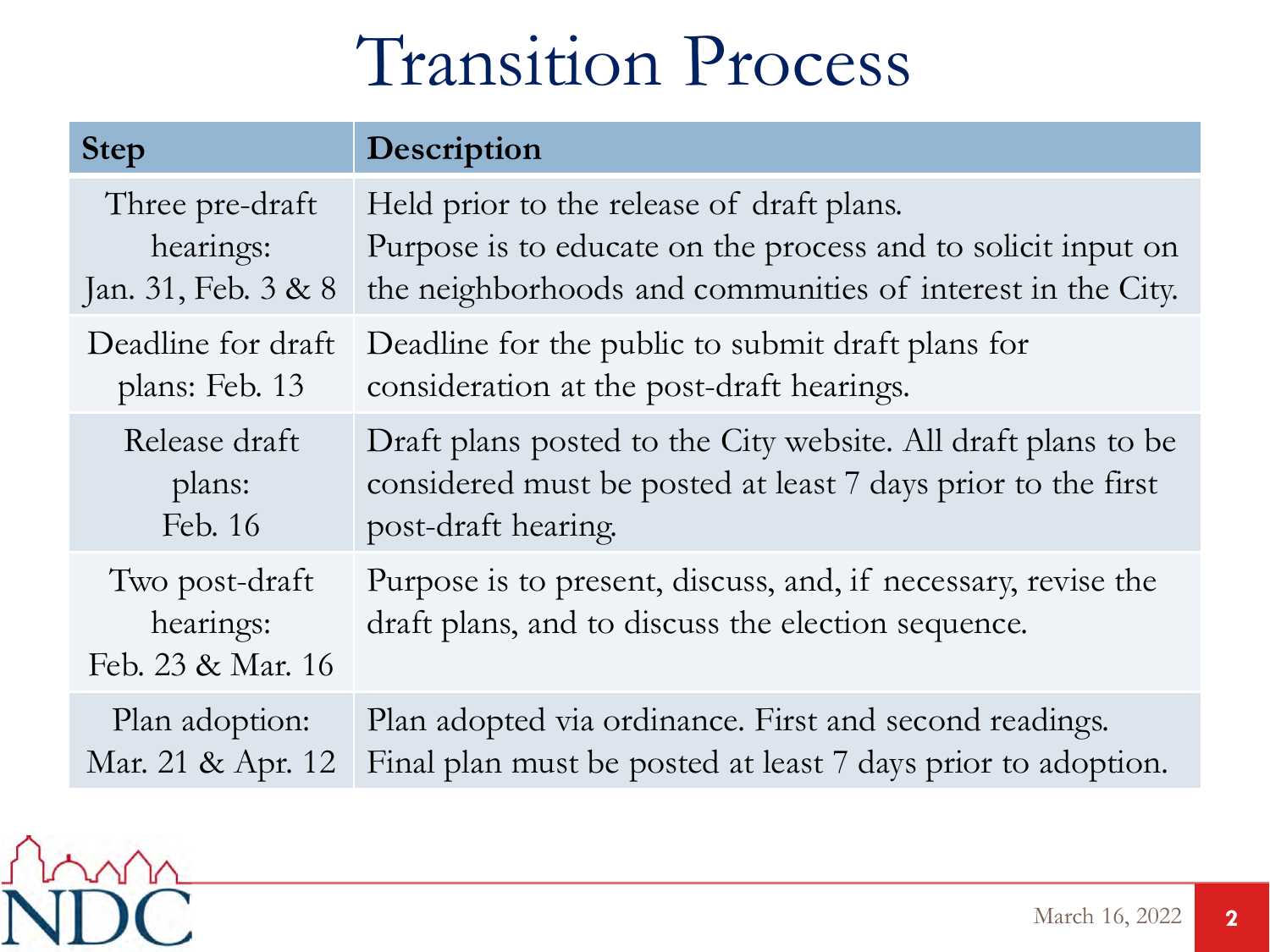# Transition Process

| Step | Description |
|---|---|
| Three pre-draft hearings: Jan. 31, Feb. 3 & 8 | Held prior to the release of draft plans. Purpose is to educate on the process and to solicit input on the neighborhoods and communities of interest in the City. |
| Deadline for draft plans: Feb. 13 | Deadline for the public to submit draft plans for consideration at the post-draft hearings. |
| Release draft plans: Feb. 16 | Draft plans posted to the City website. All draft plans to be considered must be posted at least 7 days prior to the first post-draft hearing. |
| Two post-draft hearings: Feb. 23 & Mar. 16 | Purpose is to present, discuss, and, if necessary, revise the draft plans, and to discuss the election sequence. |
| Plan adoption: Mar. 21 & Apr. 12 | Plan adopted via ordinance. First and second readings. Final plan must be posted at least 7 days prior to adoption. |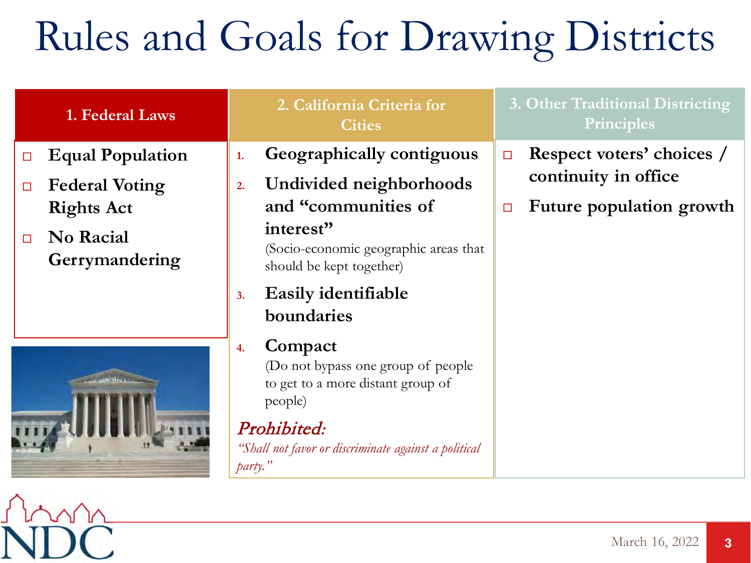# Rules and Goals for Drawing Districts

## 1. Federal Laws

- Equal Population
- Federal Voting Rights Act
- No Racial Gerrymandering

## 2. California Criteria for Cities

1. **Geographically contiguous**
2. **Undivided neighborhoods and "communities of interest"**
   (Socio-economic geographic areas that should be kept together)
3. **Easily identifiable boundaries**
4. **Compact**
   (Do not bypass one group of people to get to a more distant group of people)

***Prohibited:***

*"Shall not favor or discriminate against a political party."*

## 3. Other Traditional Districting Principles

- Respect voters' choices / continuity in office
- Future population growth

March 16, 2022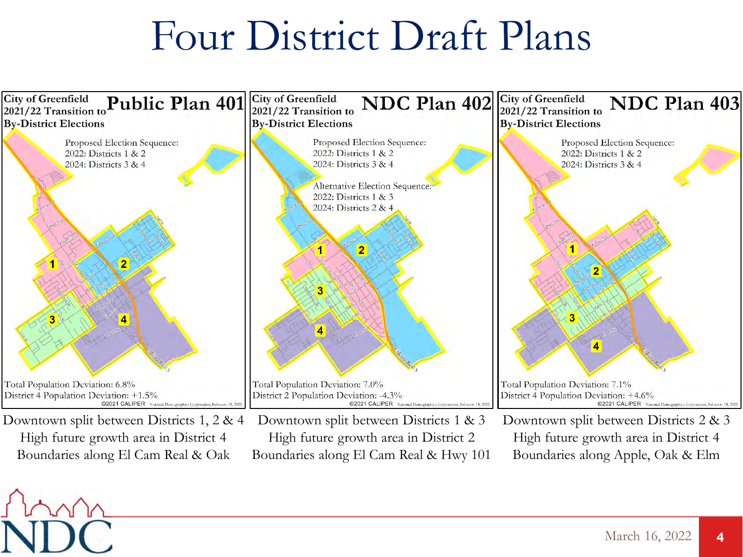# Four District Draft Plans

**City of Greenfield 2021/22 Transition to By-District Elections — Public Plan 401**

Proposed Election Sequence:
2022: Districts 1 & 2
2024: Districts 3 & 4

Total Population Deviation: 6.8%
District 4 Population Deviation: +1.5%

Downtown split between Districts 1, 2 & 4
High future growth area in District 4
Boundaries along El Cam Real & Oak

**City of Greenfield 2021/22 Transition to By-District Elections — NDC Plan 402**

Proposed Election Sequence:
2022: Districts 1 & 2
2024: Districts 3 & 4

Alternative Election Sequence:
2022: Districts 1 & 3
2024: Districts 2 & 4

Total Population Deviation: 7.0%
District 2 Population Deviation: -4.3%

Downtown split between Districts 1 & 3
High future growth area in District 2
Boundaries along El Cam Real & Hwy 101

**City of Greenfield 2021/22 Transition to By-District Elections — NDC Plan 403**

Proposed Election Sequence:
2022: Districts 1 & 2
2024: Districts 3 & 4

Total Population Deviation: 7.1%
District 4 Population Deviation: +4.6%

Downtown split between Districts 2 & 3
High future growth area in District 4
Boundaries along Apple, Oak & Elm

©2021 CALIPER

March 16, 2022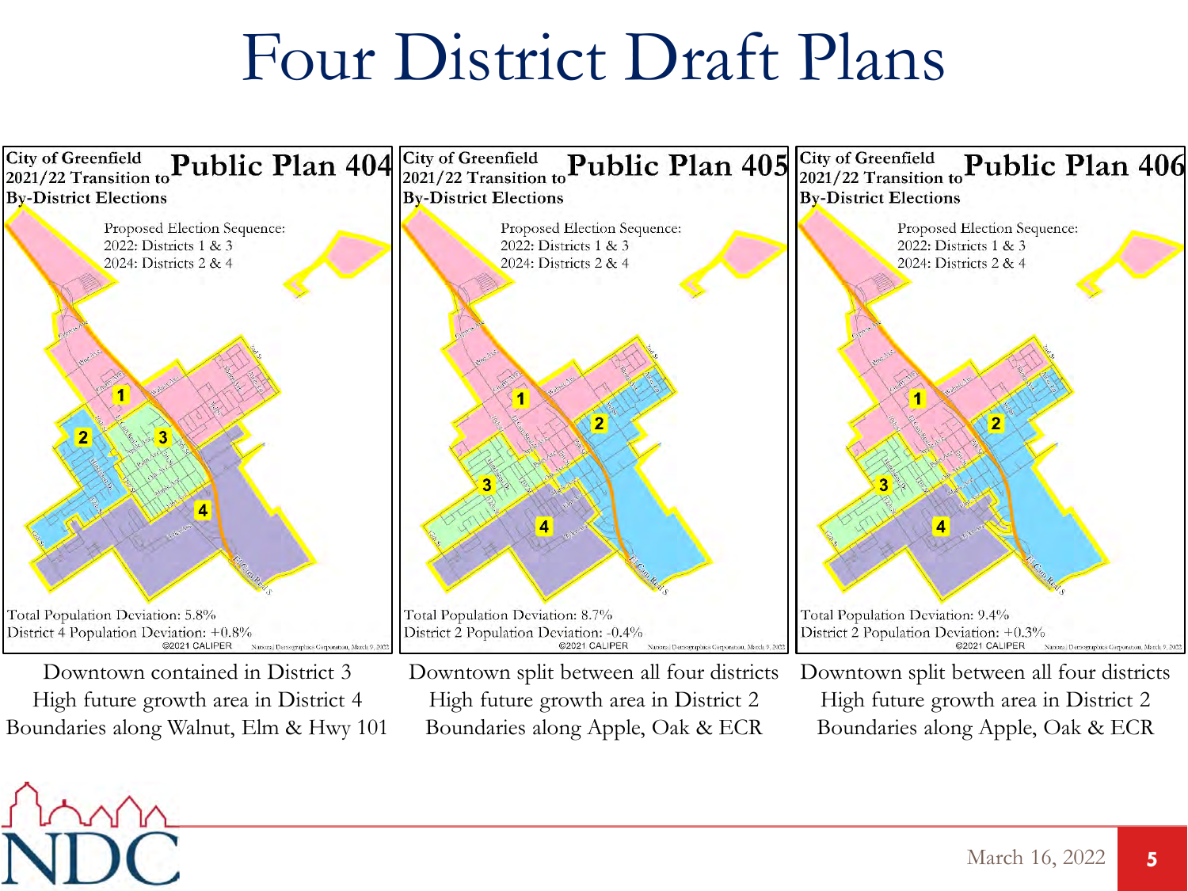# Four District Draft Plans

## Public Plan 404

City of Greenfield
2021/22 Transition to By-District Elections

Proposed Election Sequence:
2022: Districts 1 & 3
2024: Districts 2 & 4

Total Population Deviation: 5.8%
District 4 Population Deviation: +0.8%

©2021 CALIPER

Downtown contained in District 3
High future growth area in District 4
Boundaries along Walnut, Elm & Hwy 101

## Public Plan 405

City of Greenfield
2021/22 Transition to By-District Elections

Proposed Election Sequence:
2022: Districts 1 & 3
2024: Districts 2 & 4

Total Population Deviation: 8.7%
District 2 Population Deviation: -0.4%

©2021 CALIPER

Downtown split between all four districts
High future growth area in District 2
Boundaries along Apple, Oak & ECR

## Public Plan 406

City of Greenfield
2021/22 Transition to By-District Elections

Proposed Election Sequence:
2022: Districts 1 & 3
2024: Districts 2 & 4

Total Population Deviation: 9.4%
District 2 Population Deviation: +0.3%

©2021 CALIPER

Downtown split between all four districts
High future growth area in District 2
Boundaries along Apple, Oak & ECR

March 16, 2022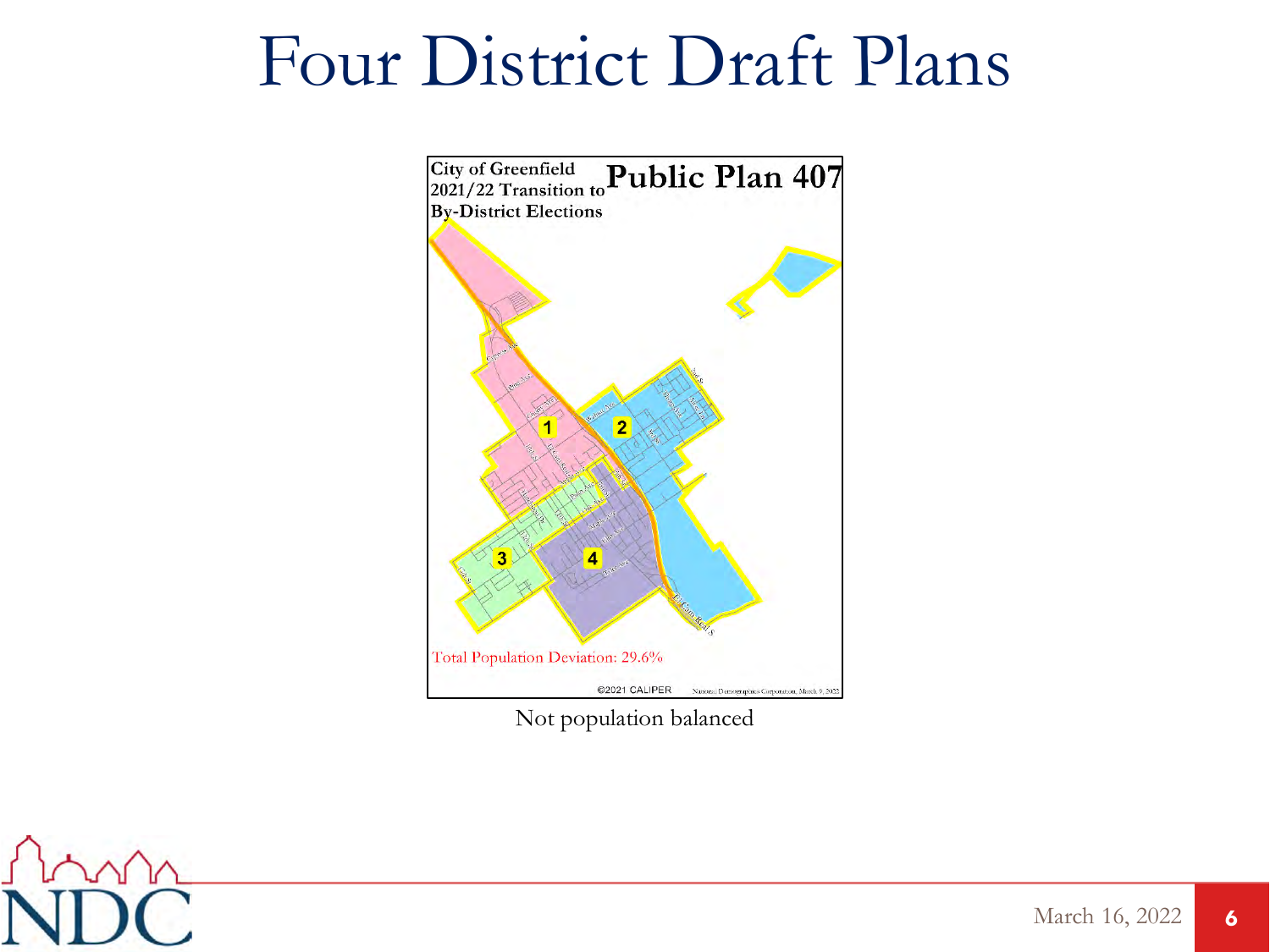# Four District Draft Plans

City of Greenfield
2021/22 Transition to By-District Elections

**Public Plan 407**

Total Population Deviation: 29.6%

©2021 CALIPER

National Demographics Corporation, March 9, 2022

Not population balanced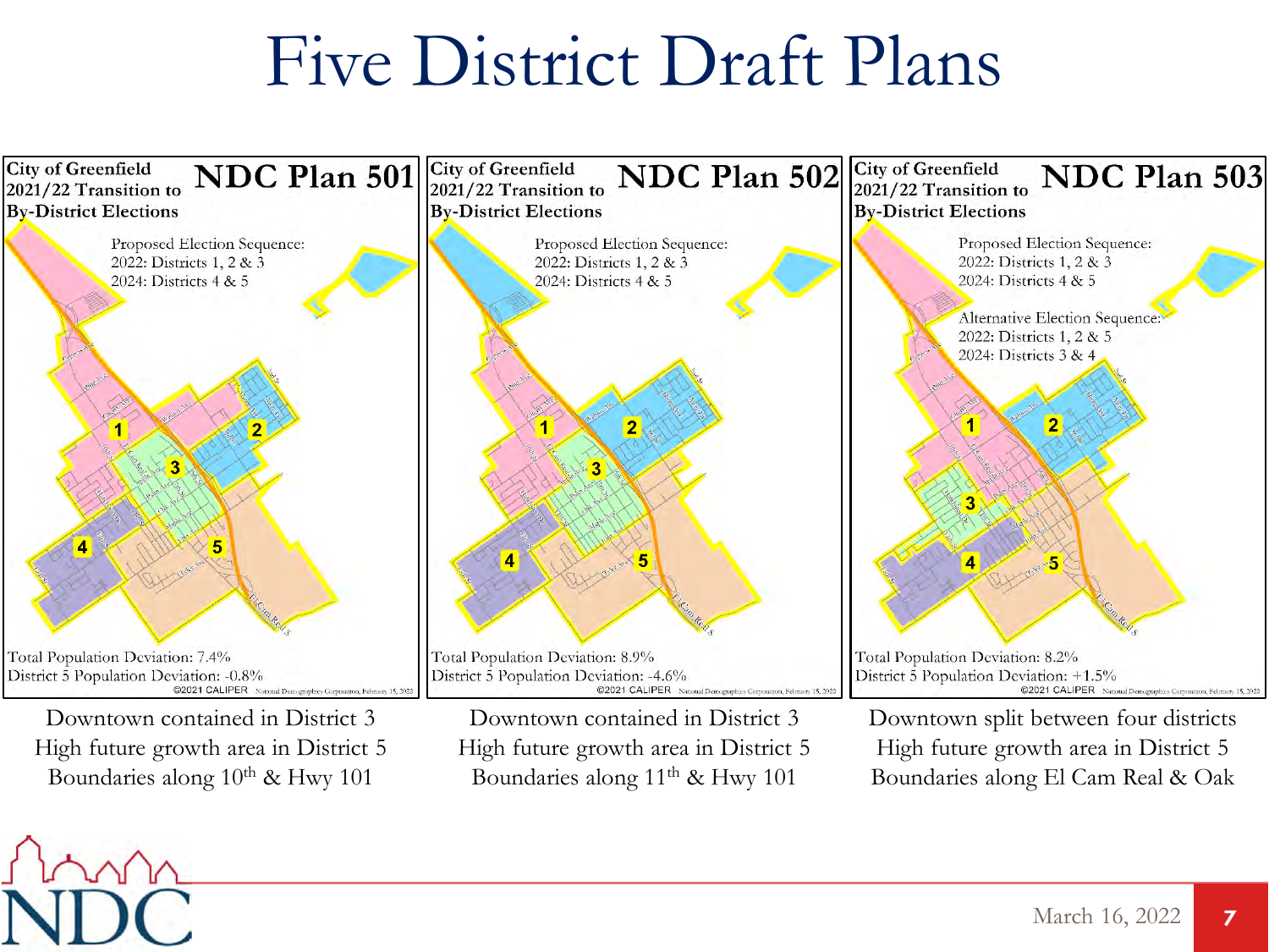# Five District Draft Plans

**City of Greenfield 2021/22 Transition to By-District Elections — NDC Plan 501**

Proposed Election Sequence:
2022: Districts 1, 2 & 3
2024: Districts 4 & 5

Total Population Deviation: 7.4%
District 5 Population Deviation: -0.8%

Downtown contained in District 3
High future growth area in District 5
Boundaries along 10th & Hwy 101

**City of Greenfield 2021/22 Transition to By-District Elections — NDC Plan 502**

Proposed Election Sequence:
2022: Districts 1, 2 & 3
2024: Districts 4 & 5

Total Population Deviation: 8.9%
District 5 Population Deviation: -4.6%

Downtown contained in District 3
High future growth area in District 5
Boundaries along 11th & Hwy 101

**City of Greenfield 2021/22 Transition to By-District Elections — NDC Plan 503**

Proposed Election Sequence:
2022: Districts 1, 2 & 3
2024: Districts 4 & 5

Alternative Election Sequence:
2022: Districts 1, 2 & 5
2024: Districts 3 & 4

Total Population Deviation: 8.2%
District 5 Population Deviation: +1.5%

Downtown split between four districts
High future growth area in District 5
Boundaries along El Cam Real & Oak

March 16, 2022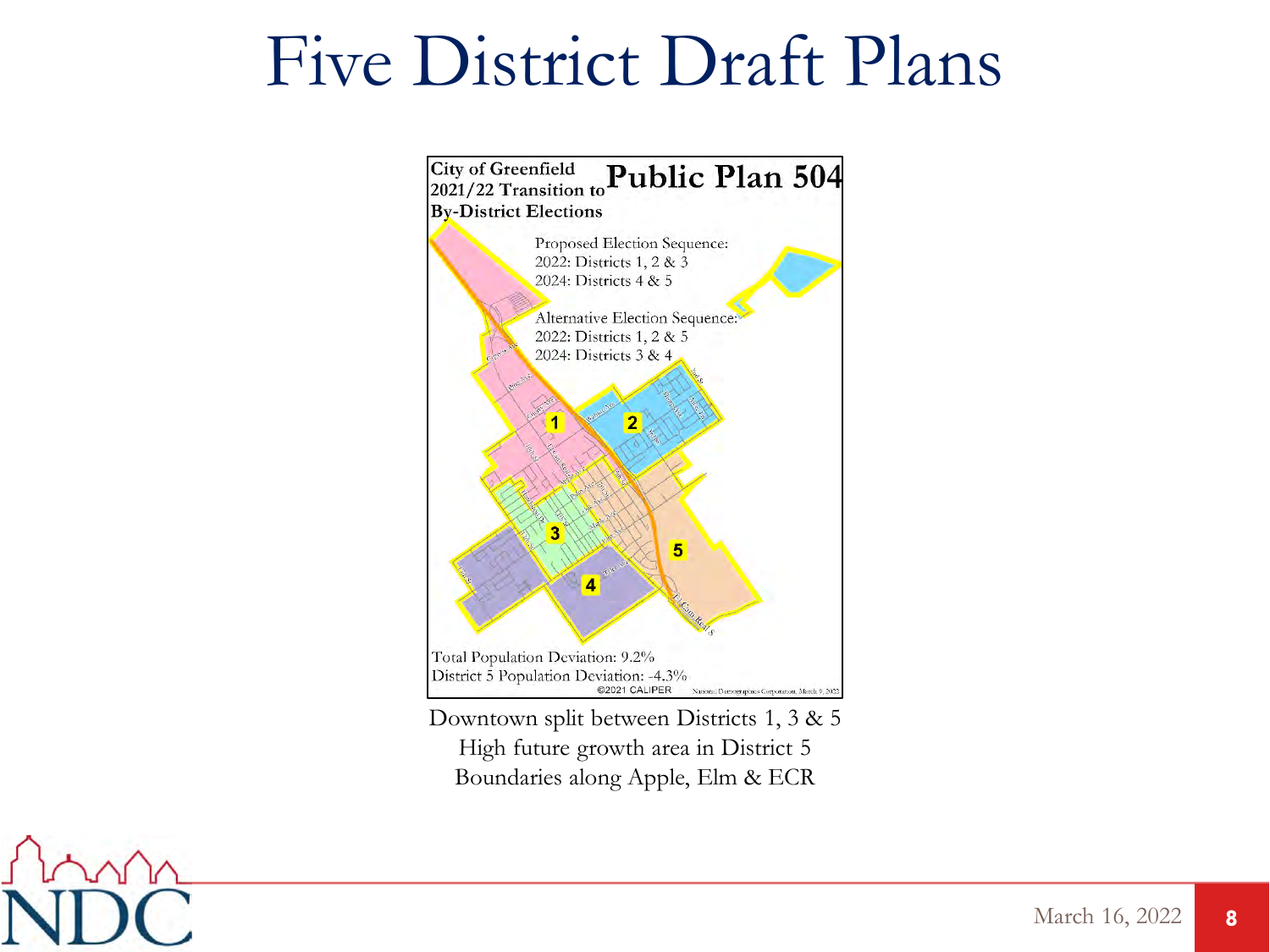# Five District Draft Plans

City of Greenfield
2021/22 Transition to By-District Elections

**Public Plan 504**

Proposed Election Sequence:
2022: Districts 1, 2 & 3
2024: Districts 4 & 5

Alternative Election Sequence:
2022: Districts 1, 2 & 5
2024: Districts 3 & 4

Total Population Deviation: 9.2%
District 5 Population Deviation: -4.3%

Downtown split between Districts 1, 3 & 5
High future growth area in District 5
Boundaries along Apple, Elm & ECR

March 16, 2022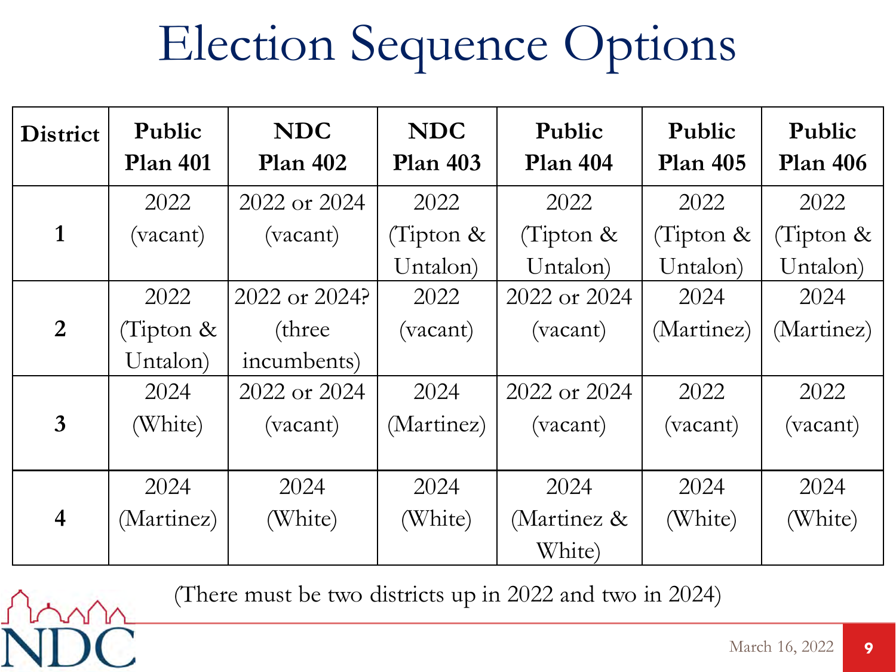# Election Sequence Options

| District | Public Plan 401 | NDC Plan 402 | NDC Plan 403 | Public Plan 404 | Public Plan 405 | Public Plan 406 |
|---|---|---|---|---|---|---|
| **1** | 2022 (vacant) | 2022 or 2024 (vacant) | 2022 (Tipton & Untalon) | 2022 (Tipton & Untalon) | 2022 (Tipton & Untalon) | 2022 (Tipton & Untalon) |
| **2** | 2022 (Tipton & Untalon) | 2022 or 2024? (three incumbents) | 2022 (vacant) | 2022 or 2024 (vacant) | 2024 (Martinez) | 2024 (Martinez) |
| **3** | 2024 (White) | 2022 or 2024 (vacant) | 2024 (Martinez) | 2022 or 2024 (vacant) | 2022 (vacant) | 2022 (vacant) |
| **4** | 2024 (Martinez) | 2024 (White) | 2024 (White) | 2024 (Martinez & White) | 2024 (White) | 2024 (White) |

(There must be two districts up in 2022 and two in 2024)

March 16, 2022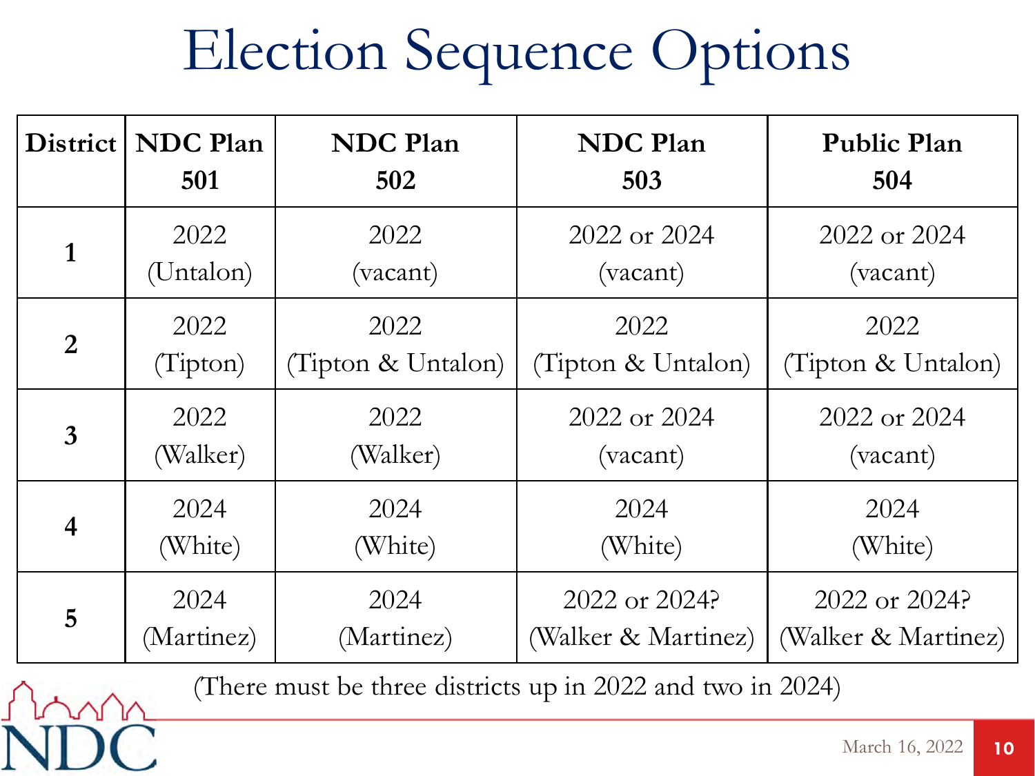# Election Sequence Options

| District | NDC Plan 501 | NDC Plan 502 | NDC Plan 503 | Public Plan 504 |
|---|---|---|---|---|
| 1 | 2022 (Untalon) | 2022 (vacant) | 2022 or 2024 (vacant) | 2022 or 2024 (vacant) |
| 2 | 2022 (Tipton) | 2022 (Tipton & Untalon) | 2022 (Tipton & Untalon) | 2022 (Tipton & Untalon) |
| 3 | 2022 (Walker) | 2022 (Walker) | 2022 or 2024 (vacant) | 2022 or 2024 (vacant) |
| 4 | 2024 (White) | 2024 (White) | 2024 (White) | 2024 (White) |
| 5 | 2024 (Martinez) | 2024 (Martinez) | 2022 or 2024? (Walker & Martinez) | 2022 or 2024? (Walker & Martinez) |

(There must be three districts up in 2022 and two in 2024)

March 16, 2022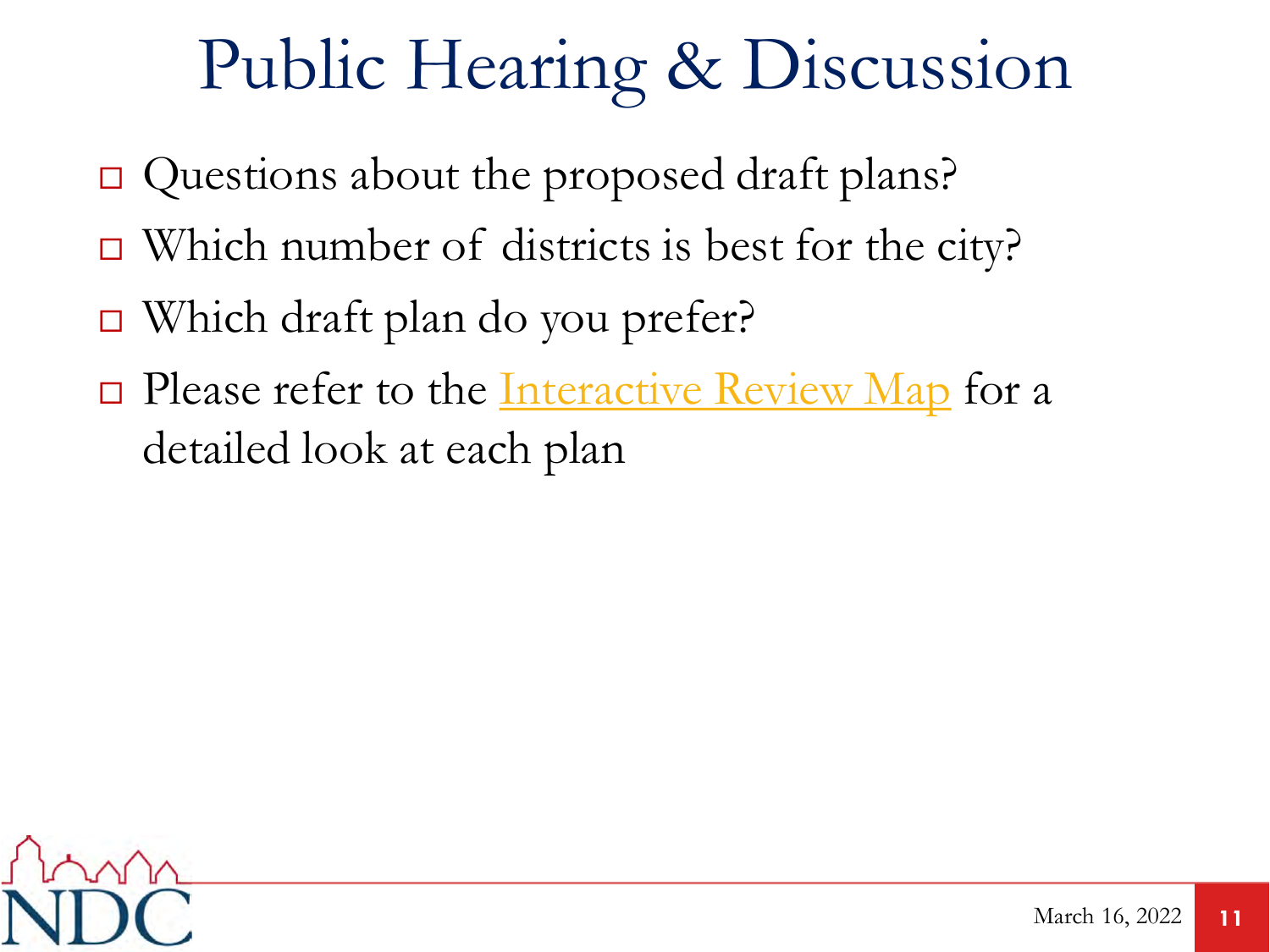# Public Hearing & Discussion

- Questions about the proposed draft plans?
- Which number of districts is best for the city?
- Which draft plan do you prefer?
- Please refer to the Interactive Review Map for a detailed look at each plan